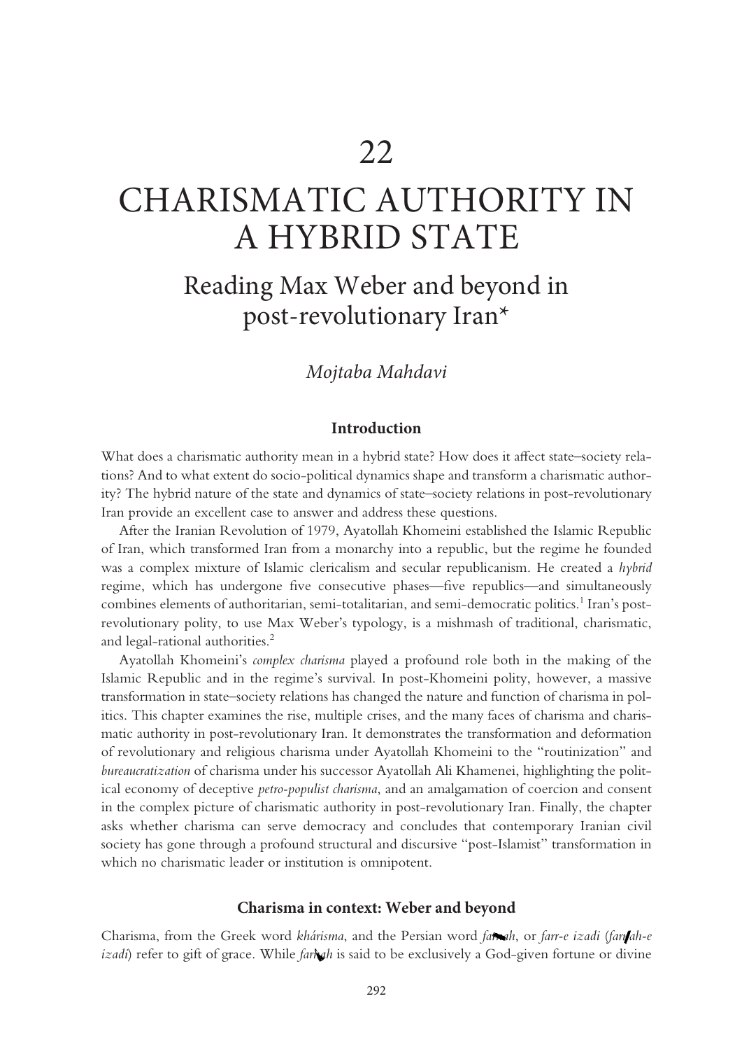# 22

# CHARISMATIC AUTHORITY IN A HYBRID STATE

## Reading Max Weber and beyond in post-revolutionary Iran*

*Mojtaba Mahdavi*

### Introduction

What does a charismatic authority mean in a hybrid state? How does it affect state–society relations? And to what extent do socio-political dynamics shape and transform a charismatic authority? The hybrid nature of the state and dynamics of state–society relations in post-revolutionary Iran provide an excellent case to answer and address these questions.

After the Iranian Revolution of 1979, Ayatollah Khomeini established the Islamic Republic of Iran, which transformed Iran from a monarchy into a republic, but the regime he founded was a complex mixture of Islamic clericalism and secular republicanism. He created a *hybrid* regime, which has undergone five consecutive phases—five republics—and simultaneously combines elements of authoritarian, semi-totalitarian, and semi-democratic politics.[1] Iran's post-revolutionary polity, to use Max Weber's typology, is a mishmash of traditional, charismatic, and legal-rational authorities.[2]

Ayatollah Khomeini's *complex charisma* played a profound role both in the making of the Islamic Republic and in the regime's survival. In post-Khomeini polity, however, a massive transformation in state–society relations has changed the nature and function of charisma in politics. This chapter examines the rise, multiple crises, and the many faces of charisma and charismatic authority in post-revolutionary Iran. It demonstrates the transformation and deformation of revolutionary and religious charisma under Ayatollah Khomeini to the "routinization" and *bureaucratization* of charisma under his successor Ayatollah Ali Khamenei, highlighting the political economy of deceptive *petro-populist charisma*, and an amalgamation of coercion and consent in the complex picture of charismatic authority in post-revolutionary Iran. Finally, the chapter asks whether charisma can serve democracy and concludes that contemporary Iranian civil society has gone through a profound structural and discursive "post-Islamist" transformation in which no charismatic leader or institution is omnipotent.

### Charisma in context: Weber and beyond

Charisma, from the Greek word *khárisma*, and the Persian word *farrah*, or *farr-e izadi* (*farrah-e izadi*) refer to gift of grace. While *farrah* is said to be exclusively a God-given fortune or divine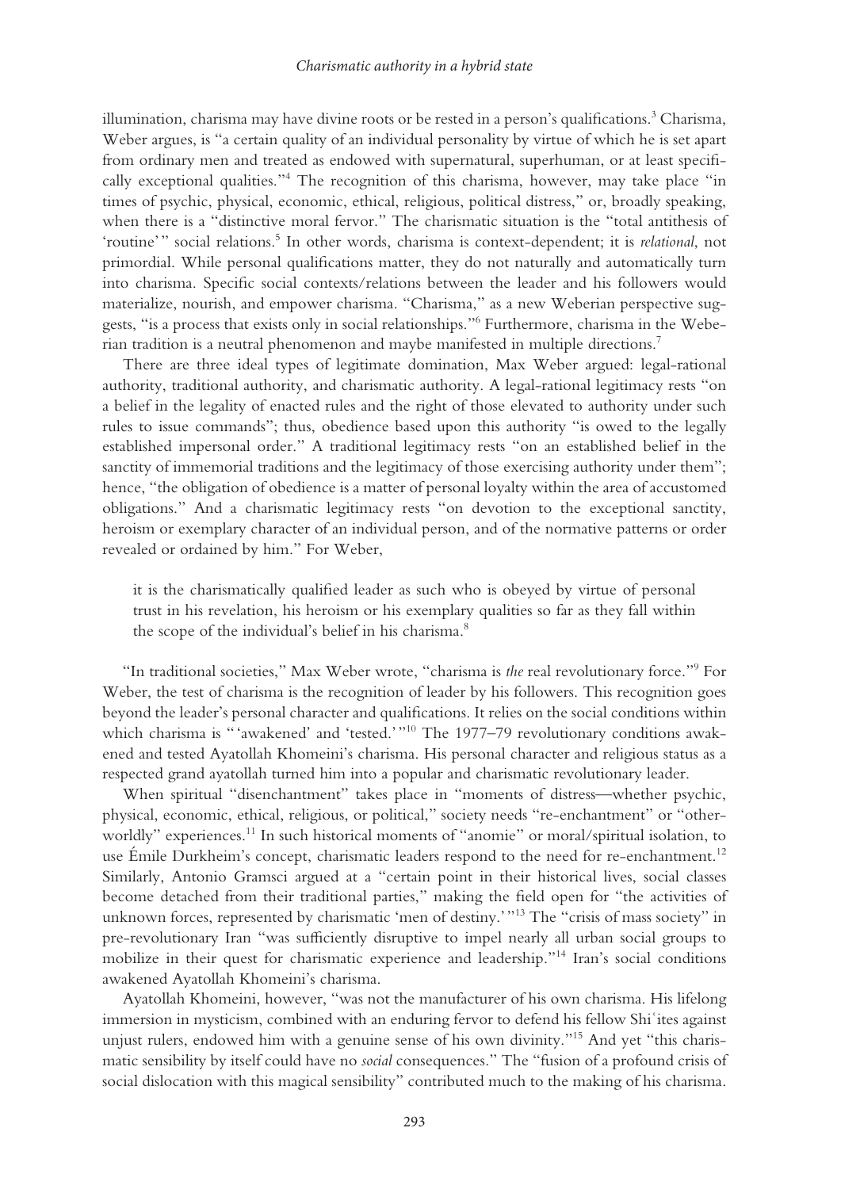illumination, charisma may have divine roots or be rested in a person's qualifications.[3] Charisma, Weber argues, is "a certain quality of an individual personality by virtue of which he is set apart from ordinary men and treated as endowed with supernatural, superhuman, or at least specifically exceptional qualities."[4] The recognition of this charisma, however, may take place "in times of psychic, physical, economic, ethical, religious, political distress," or, broadly speaking, when there is a "distinctive moral fervor." The charismatic situation is the "total antithesis of 'routine'" social relations.[5] In other words, charisma is context-dependent; it is *relational*, not primordial. While personal qualifications matter, they do not naturally and automatically turn into charisma. Specific social contexts/relations between the leader and his followers would materialize, nourish, and empower charisma. "Charisma," as a new Weberian perspective suggests, "is a process that exists only in social relationships."[6] Furthermore, charisma in the Weberian tradition is a neutral phenomenon and maybe manifested in multiple directions.[7]

There are three ideal types of legitimate domination, Max Weber argued: legal-rational authority, traditional authority, and charismatic authority. A legal-rational legitimacy rests "on a belief in the legality of enacted rules and the right of those elevated to authority under such rules to issue commands"; thus, obedience based upon this authority "is owed to the legally established impersonal order." A traditional legitimacy rests "on an established belief in the sanctity of immemorial traditions and the legitimacy of those exercising authority under them"; hence, "the obligation of obedience is a matter of personal loyalty within the area of accustomed obligations." And a charismatic legitimacy rests "on devotion to the exceptional sanctity, heroism or exemplary character of an individual person, and of the normative patterns or order revealed or ordained by him." For Weber,

> it is the charismatically qualified leader as such who is obeyed by virtue of personal trust in his revelation, his heroism or his exemplary qualities so far as they fall within the scope of the individual's belief in his charisma.[8]

"In traditional societies," Max Weber wrote, "charisma is *the* real revolutionary force."[9] For Weber, the test of charisma is the recognition of leader by his followers. This recognition goes beyond the leader's personal character and qualifications. It relies on the social conditions within which charisma is "'awakened' and 'tested.'"[10] The 1977–79 revolutionary conditions awakened and tested Ayatollah Khomeini's charisma. His personal character and religious status as a respected grand ayatollah turned him into a popular and charismatic revolutionary leader.

When spiritual "disenchantment" takes place in "moments of distress—whether psychic, physical, economic, ethical, religious, or political," society needs "re-enchantment" or "otherworldly" experiences.[11] In such historical moments of "anomie" or moral/spiritual isolation, to use Émile Durkheim's concept, charismatic leaders respond to the need for re-enchantment.[12] Similarly, Antonio Gramsci argued at a "certain point in their historical lives, social classes become detached from their traditional parties," making the field open for "the activities of unknown forces, represented by charismatic 'men of destiny.'"[13] The "crisis of mass society" in pre-revolutionary Iran "was sufficiently disruptive to impel nearly all urban social groups to mobilize in their quest for charismatic experience and leadership."[14] Iran's social conditions awakened Ayatollah Khomeini's charisma.

Ayatollah Khomeini, however, "was not the manufacturer of his own charisma. His lifelong immersion in mysticism, combined with an enduring fervor to defend his fellow Shiʿites against unjust rulers, endowed him with a genuine sense of his own divinity."[15] And yet "this charismatic sensibility by itself could have no *social* consequences." The "fusion of a profound crisis of social dislocation with this magical sensibility" contributed much to the making of his charisma.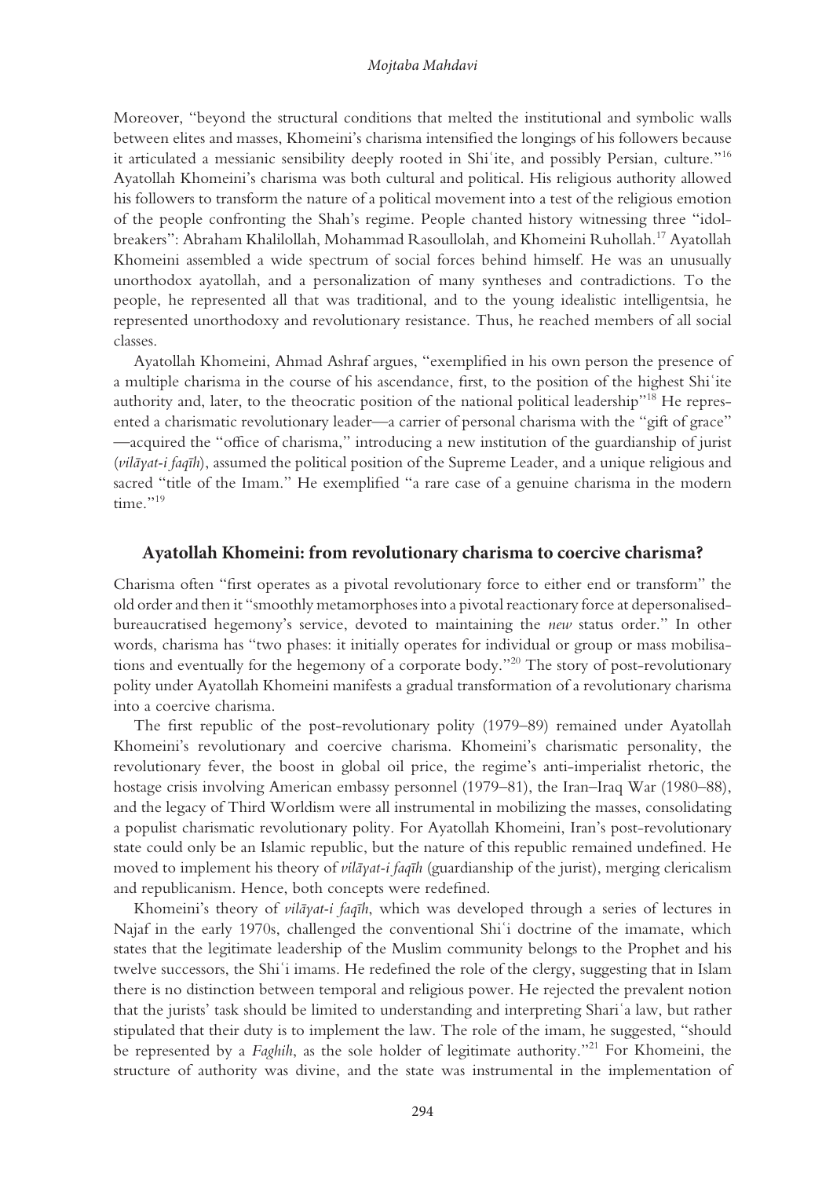Moreover, "beyond the structural conditions that melted the institutional and symbolic walls between elites and masses, Khomeini's charisma intensified the longings of his followers because it articulated a messianic sensibility deeply rooted in Shiʿite, and possibly Persian, culture."[16] Ayatollah Khomeini's charisma was both cultural and political. His religious authority allowed his followers to transform the nature of a political movement into a test of the religious emotion of the people confronting the Shah's regime. People chanted history witnessing three "idol-breakers": Abraham Khalilollah, Mohammad Rasoullolah, and Khomeini Ruhollah.[17] Ayatollah Khomeini assembled a wide spectrum of social forces behind himself. He was an unusually unorthodox ayatollah, and a personalization of many syntheses and contradictions. To the people, he represented all that was traditional, and to the young idealistic intelligentsia, he represented unorthodoxy and revolutionary resistance. Thus, he reached members of all social classes.

Ayatollah Khomeini, Ahmad Ashraf argues, "exemplified in his own person the presence of a multiple charisma in the course of his ascendance, first, to the position of the highest Shiʿite authority and, later, to the theocratic position of the national political leadership"[18] He represented a charismatic revolutionary leader—a carrier of personal charisma with the "gift of grace" —acquired the "office of charisma," introducing a new institution of the guardianship of jurist (*vilāyat-i faqīh*), assumed the political position of the Supreme Leader, and a unique religious and sacred "title of the Imam." He exemplified "a rare case of a genuine charisma in the modern time."[19]

## Ayatollah Khomeini: from revolutionary charisma to coercive charisma?

Charisma often "first operates as a pivotal revolutionary force to either end or transform" the old order and then it "smoothly metamorphoses into a pivotal reactionary force at depersonalised-bureaucratised hegemony's service, devoted to maintaining the *new* status order." In other words, charisma has "two phases: it initially operates for individual or group or mass mobilisations and eventually for the hegemony of a corporate body."[20] The story of post-revolutionary polity under Ayatollah Khomeini manifests a gradual transformation of a revolutionary charisma into a coercive charisma.

The first republic of the post-revolutionary polity (1979–89) remained under Ayatollah Khomeini's revolutionary and coercive charisma. Khomeini's charismatic personality, the revolutionary fever, the boost in global oil price, the regime's anti-imperialist rhetoric, the hostage crisis involving American embassy personnel (1979–81), the Iran–Iraq War (1980–88), and the legacy of Third Worldism were all instrumental in mobilizing the masses, consolidating a populist charismatic revolutionary polity. For Ayatollah Khomeini, Iran's post-revolutionary state could only be an Islamic republic, but the nature of this republic remained undefined. He moved to implement his theory of *vilāyat-i faqīh* (guardianship of the jurist), merging clericalism and republicanism. Hence, both concepts were redefined.

Khomeini's theory of *vilāyat-i faqīh*, which was developed through a series of lectures in Najaf in the early 1970s, challenged the conventional Shiʿi doctrine of the imamate, which states that the legitimate leadership of the Muslim community belongs to the Prophet and his twelve successors, the Shiʿi imams. He redefined the role of the clergy, suggesting that in Islam there is no distinction between temporal and religious power. He rejected the prevalent notion that the jurists' task should be limited to understanding and interpreting Shariʿa law, but rather stipulated that their duty is to implement the law. The role of the imam, he suggested, "should be represented by a *Faghih*, as the sole holder of legitimate authority."[21] For Khomeini, the structure of authority was divine, and the state was instrumental in the implementation of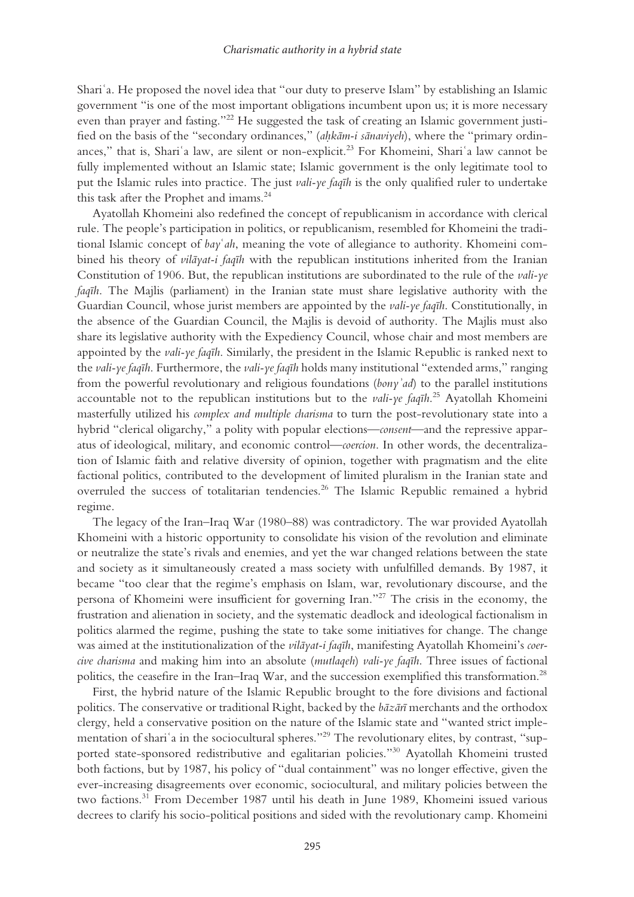Shariʿa. He proposed the novel idea that "our duty to preserve Islam" by establishing an Islamic government "is one of the most important obligations incumbent upon us; it is more necessary even than prayer and fasting."[22] He suggested the task of creating an Islamic government justified on the basis of the "secondary ordinances," (*aḥkām-i sānaviyeh*), where the "primary ordinances," that is, Shariʿa law, are silent or non-explicit.[23] For Khomeini, Shariʿa law cannot be fully implemented without an Islamic state; Islamic government is the only legitimate tool to put the Islamic rules into practice. The just *vali-ye faqīh* is the only qualified ruler to undertake this task after the Prophet and imams.[24]

Ayatollah Khomeini also redefined the concept of republicanism in accordance with clerical rule. The people's participation in politics, or republicanism, resembled for Khomeini the traditional Islamic concept of *bayʿah*, meaning the vote of allegiance to authority. Khomeini combined his theory of *vilāyat-i faqīh* with the republican institutions inherited from the Iranian Constitution of 1906. But, the republican institutions are subordinated to the rule of the *vali-ye faqīh*. The Majlis (parliament) in the Iranian state must share legislative authority with the Guardian Council, whose jurist members are appointed by the *vali-ye faqīh*. Constitutionally, in the absence of the Guardian Council, the Majlis is devoid of authority. The Majlis must also share its legislative authority with the Expediency Council, whose chair and most members are appointed by the *vali-ye faqīh*. Similarly, the president in the Islamic Republic is ranked next to the *vali-ye faqīh*. Furthermore, the *vali-ye faqīh* holds many institutional "extended arms," ranging from the powerful revolutionary and religious foundations (*bony'ad*) to the parallel institutions accountable not to the republican institutions but to the *vali-ye faqīh*.[25] Ayatollah Khomeini masterfully utilized his *complex and multiple charisma* to turn the post-revolutionary state into a hybrid "clerical oligarchy," a polity with popular elections—*consent*—and the repressive apparatus of ideological, military, and economic control—*coercion*. In other words, the decentralization of Islamic faith and relative diversity of opinion, together with pragmatism and the elite factional politics, contributed to the development of limited pluralism in the Iranian state and overruled the success of totalitarian tendencies.[26] The Islamic Republic remained a hybrid regime.

The legacy of the Iran–Iraq War (1980–88) was contradictory. The war provided Ayatollah Khomeini with a historic opportunity to consolidate his vision of the revolution and eliminate or neutralize the state's rivals and enemies, and yet the war changed relations between the state and society as it simultaneously created a mass society with unfulfilled demands. By 1987, it became "too clear that the regime's emphasis on Islam, war, revolutionary discourse, and the persona of Khomeini were insufficient for governing Iran."[27] The crisis in the economy, the frustration and alienation in society, and the systematic deadlock and ideological factionalism in politics alarmed the regime, pushing the state to take some initiatives for change. The change was aimed at the institutionalization of the *vilāyat-i faqīh*, manifesting Ayatollah Khomeini's *coercive charisma* and making him into an absolute (*mutlaqeh*) *vali-ye faqīh*. Three issues of factional politics, the ceasefire in the Iran–Iraq War, and the succession exemplified this transformation.[28]

First, the hybrid nature of the Islamic Republic brought to the fore divisions and factional politics. The conservative or traditional Right, backed by the *bāzārī* merchants and the orthodox clergy, held a conservative position on the nature of the Islamic state and "wanted strict implementation of shariʿa in the sociocultural spheres."[29] The revolutionary elites, by contrast, "supported state-sponsored redistributive and egalitarian policies."[30] Ayatollah Khomeini trusted both factions, but by 1987, his policy of "dual containment" was no longer effective, given the ever-increasing disagreements over economic, sociocultural, and military policies between the two factions.[31] From December 1987 until his death in June 1989, Khomeini issued various decrees to clarify his socio-political positions and sided with the revolutionary camp. Khomeini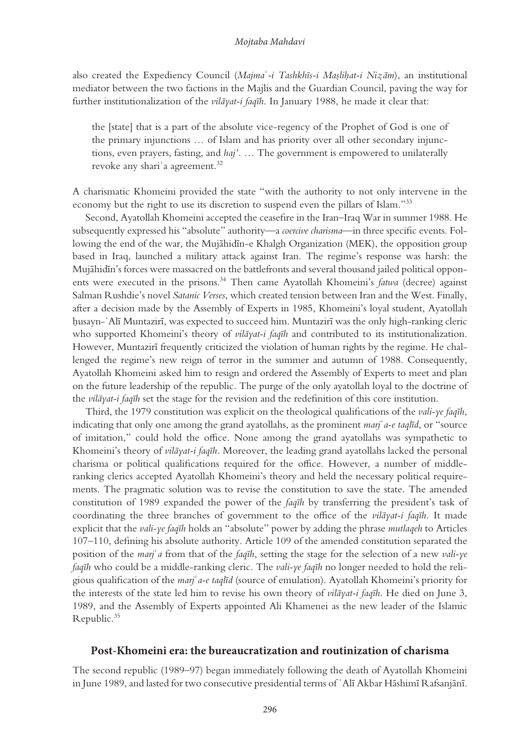also created the Expediency Council (*Majmaʿ-i Tashkhīs-i Maṣliḥat-i Niẓām*), an institutional mediator between the two factions in the Majlis and the Guardian Council, paving the way for further institutionalization of the *vilāyat-i faqīh*. In January 1988, he made it clear that:

> the [state] that is a part of the absolute vice-regency of the Prophet of God is one of the primary injunctions … of Islam and has priority over all other secondary injunctions, even prayers, fasting, and *haj'*. … The government is empowered to unilaterally revoke any shariʿa agreement.[32]

A charismatic Khomeini provided the state "with the authority to not only intervene in the economy but the right to use its discretion to suspend even the pillars of Islam."[33]

Second, Ayatollah Khomeini accepted the ceasefire in the Iran–Iraq War in summer 1988. He subsequently expressed his "absolute" authority—a *coercive charisma*—in three specific events. Following the end of the war, the Mujāhidīn-e Khalgh Organization (MEK), the opposition group based in Iraq, launched a military attack against Iran. The regime's response was harsh: the Mujāhidīn's forces were massacred on the battlefronts and several thousand jailed political opponents were executed in the prisons.[34] Then came Ayatollah Khomeini's *fatwa* (decree) against Salman Rushdie's novel *Satanic Verses*, which created tension between Iran and the West. Finally, after a decision made by the Assembly of Experts in 1985, Khomeini's loyal student, Ayatollah ḥusayn-ʿAlī Muntazirī, was expected to succeed him. Muntazirī was the only high-ranking cleric who supported Khomeini's theory of *vilāyat-i faqīh* and contributed to its institutionalization. However, Muntazirī frequently criticized the violation of human rights by the regime. He challenged the regime's new reign of terror in the summer and autumn of 1988. Consequently, Ayatollah Khomeini asked him to resign and ordered the Assembly of Experts to meet and plan on the future leadership of the republic. The purge of the only ayatollah loyal to the doctrine of the *vilāyat-i faqīh* set the stage for the revision and the redefinition of this core institution.

Third, the 1979 constitution was explicit on the theological qualifications of the *vali-ye faqīh*, indicating that only one among the grand ayatollahs, as the prominent *marjʿa-e taqlīd*, or "source of imitation," could hold the office. None among the grand ayatollahs was sympathetic to Khomeini's theory of *vilāyat-i faqīh*. Moreover, the leading grand ayatollahs lacked the personal charisma or political qualifications required for the office. However, a number of middle-ranking clerics accepted Ayatollah Khomeini's theory and held the necessary political requirements. The pragmatic solution was to revise the constitution to save the state. The amended constitution of 1989 expanded the power of the *faqīh* by transferring the president's task of coordinating the three branches of government to the office of the *vilāyat-i faqīh*. It made explicit that the *vali-ye faqīh* holds an "absolute" power by adding the phrase *mutlaqeh* to Articles 107–110, defining his absolute authority. Article 109 of the amended constitution separated the position of the *marjʿa* from that of the *faqīh*, setting the stage for the selection of a new *vali-ye faqīh* who could be a middle-ranking cleric. The *vali-ye faqīh* no longer needed to hold the religious qualification of the *marjʿa-e taqlīd* (source of emulation). Ayatollah Khomeini's priority for the interests of the state led him to revise his own theory of *vilāyat-i faqīh*. He died on June 3, 1989, and the Assembly of Experts appointed Ali Khamenei as the new leader of the Islamic Republic.[35]

## Post-Khomeini era: the bureaucratization and routinization of charisma

The second republic (1989–97) began immediately following the death of Ayatollah Khomeini in June 1989, and lasted for two consecutive presidential terms of ʿAlī Akbar Hāshimī Rafsanjānī.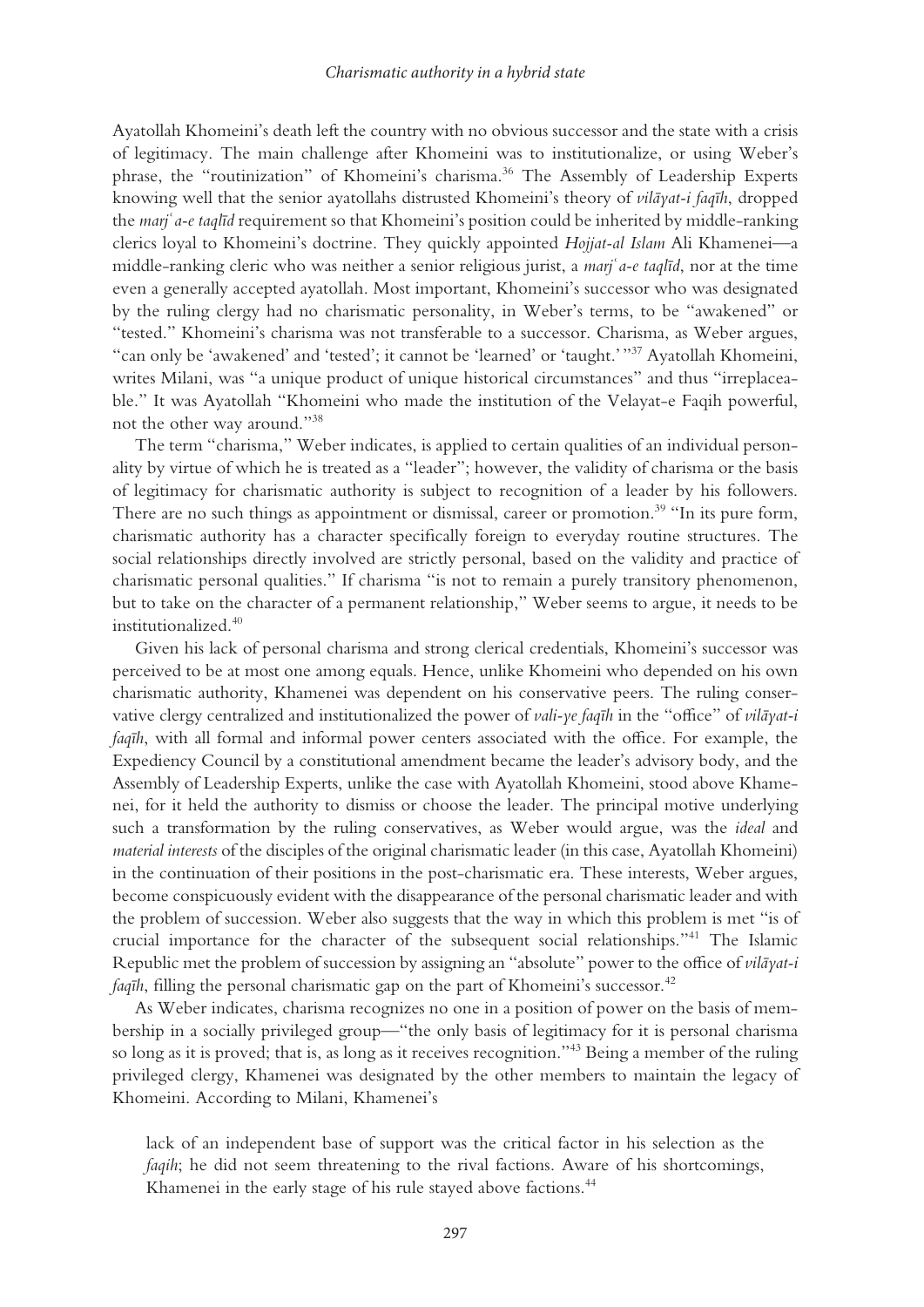Ayatollah Khomeini's death left the country with no obvious successor and the state with a crisis of legitimacy. The main challenge after Khomeini was to institutionalize, or using Weber's phrase, the "routinization" of Khomeini's charisma.[36] The Assembly of Leadership Experts knowing well that the senior ayatollahs distrusted Khomeini's theory of *vilāyat-i faqīh*, dropped the *marjʿa-e taqlīd* requirement so that Khomeini's position could be inherited by middle-ranking clerics loyal to Khomeini's doctrine. They quickly appointed *Hojjat-al Islam* Ali Khamenei—a middle-ranking cleric who was neither a senior religious jurist, a *marjʿa-e taqlīd*, nor at the time even a generally accepted ayatollah. Most important, Khomeini's successor who was designated by the ruling clergy had no charismatic personality, in Weber's terms, to be "awakened" or "tested." Khomeini's charisma was not transferable to a successor. Charisma, as Weber argues, "can only be 'awakened' and 'tested'; it cannot be 'learned' or 'taught.'"[37] Ayatollah Khomeini, writes Milani, was "a unique product of unique historical circumstances" and thus "irreplaceable." It was Ayatollah "Khomeini who made the institution of the Velayat-e Faqih powerful, not the other way around."[38]

The term "charisma," Weber indicates, is applied to certain qualities of an individual personality by virtue of which he is treated as a "leader"; however, the validity of charisma or the basis of legitimacy for charismatic authority is subject to recognition of a leader by his followers. There are no such things as appointment or dismissal, career or promotion.[39] "In its pure form, charismatic authority has a character specifically foreign to everyday routine structures. The social relationships directly involved are strictly personal, based on the validity and practice of charismatic personal qualities." If charisma "is not to remain a purely transitory phenomenon, but to take on the character of a permanent relationship," Weber seems to argue, it needs to be institutionalized.[40]

Given his lack of personal charisma and strong clerical credentials, Khomeini's successor was perceived to be at most one among equals. Hence, unlike Khomeini who depended on his own charismatic authority, Khamenei was dependent on his conservative peers. The ruling conservative clergy centralized and institutionalized the power of *vali-ye faqīh* in the "office" of *vilāyat-i faqīh*, with all formal and informal power centers associated with the office. For example, the Expediency Council by a constitutional amendment became the leader's advisory body, and the Assembly of Leadership Experts, unlike the case with Ayatollah Khomeini, stood above Khamenei, for it held the authority to dismiss or choose the leader. The principal motive underlying such a transformation by the ruling conservatives, as Weber would argue, was the *ideal* and *material interests* of the disciples of the original charismatic leader (in this case, Ayatollah Khomeini) in the continuation of their positions in the post-charismatic era. These interests, Weber argues, become conspicuously evident with the disappearance of the personal charismatic leader and with the problem of succession. Weber also suggests that the way in which this problem is met "is of crucial importance for the character of the subsequent social relationships."[41] The Islamic Republic met the problem of succession by assigning an "absolute" power to the office of *vilāyat-i faqīh*, filling the personal charismatic gap on the part of Khomeini's successor.[42]

As Weber indicates, charisma recognizes no one in a position of power on the basis of membership in a socially privileged group—"the only basis of legitimacy for it is personal charisma so long as it is proved; that is, as long as it receives recognition."[43] Being a member of the ruling privileged clergy, Khamenei was designated by the other members to maintain the legacy of Khomeini. According to Milani, Khamenei's

> lack of an independent base of support was the critical factor in his selection as the *faqih*; he did not seem threatening to the rival factions. Aware of his shortcomings, Khamenei in the early stage of his rule stayed above factions.[44]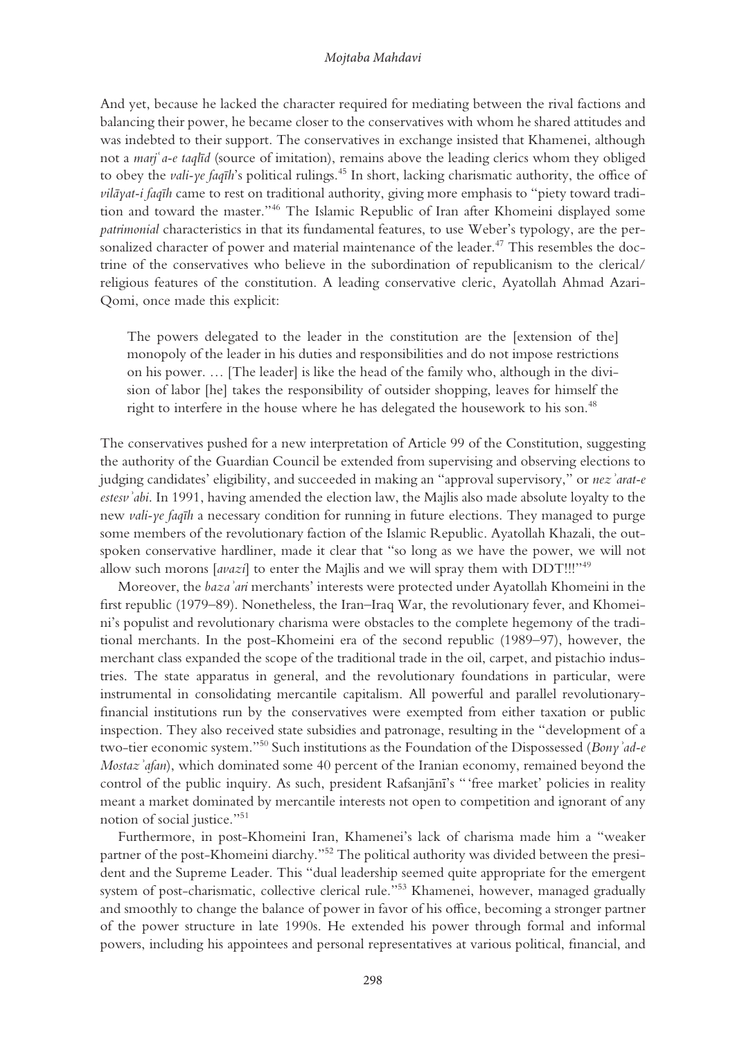And yet, because he lacked the character required for mediating between the rival factions and balancing their power, he became closer to the conservatives with whom he shared attitudes and was indebted to their support. The conservatives in exchange insisted that Khamenei, although not a *marj*ʿ*a-e taqlīd* (source of imitation), remains above the leading clerics whom they obliged to obey the *vali-ye faqīh*'s political rulings.[45] In short, lacking charismatic authority, the office of *vilāyat-i faqīh* came to rest on traditional authority, giving more emphasis to "piety toward tradition and toward the master."[46] The Islamic Republic of Iran after Khomeini displayed some *patrimonial* characteristics in that its fundamental features, to use Weber's typology, are the personalized character of power and material maintenance of the leader.[47] This resembles the doctrine of the conservatives who believe in the subordination of republicanism to the clerical/religious features of the constitution. A leading conservative cleric, Ayatollah Ahmad Azari-Qomi, once made this explicit:

> The powers delegated to the leader in the constitution are the [extension of the] monopoly of the leader in his duties and responsibilities and do not impose restrictions on his power. … [The leader] is like the head of the family who, although in the division of labor [he] takes the responsibility of outsider shopping, leaves for himself the right to interfere in the house where he has delegated the housework to his son.[48]

The conservatives pushed for a new interpretation of Article 99 of the Constitution, suggesting the authority of the Guardian Council be extended from supervising and observing elections to judging candidates' eligibility, and succeeded in making an "approval supervisory," or *nez*ʾ*arat-e estesv*ʾ*abi*. In 1991, having amended the election law, the Majlis also made absolute loyalty to the new *vali-ye faqīh* a necessary condition for running in future elections. They managed to purge some members of the revolutionary faction of the Islamic Republic. Ayatollah Khazali, the outspoken conservative hardliner, made it clear that "so long as we have the power, we will not allow such morons [*avazi*] to enter the Majlis and we will spray them with DDT!!!"[49]

Moreover, the *baza*ʾ*ari* merchants' interests were protected under Ayatollah Khomeini in the first republic (1979–89). Nonetheless, the Iran–Iraq War, the revolutionary fever, and Khomeini's populist and revolutionary charisma were obstacles to the complete hegemony of the traditional merchants. In the post-Khomeini era of the second republic (1989–97), however, the merchant class expanded the scope of the traditional trade in the oil, carpet, and pistachio industries. The state apparatus in general, and the revolutionary foundations in particular, were instrumental in consolidating mercantile capitalism. All powerful and parallel revolutionary-financial institutions run by the conservatives were exempted from either taxation or public inspection. They also received state subsidies and patronage, resulting in the "development of a two-tier economic system."[50] Such institutions as the Foundation of the Dispossessed (*Bony*ʾ*ad-e Mostaz*ʾ*afan*), which dominated some 40 percent of the Iranian economy, remained beyond the control of the public inquiry. As such, president Rafsanjānī's "'free market' policies in reality meant a market dominated by mercantile interests not open to competition and ignorant of any notion of social justice."[51]

Furthermore, in post-Khomeini Iran, Khamenei's lack of charisma made him a "weaker partner of the post-Khomeini diarchy."[52] The political authority was divided between the president and the Supreme Leader. This "dual leadership seemed quite appropriate for the emergent system of post-charismatic, collective clerical rule."[53] Khamenei, however, managed gradually and smoothly to change the balance of power in favor of his office, becoming a stronger partner of the power structure in late 1990s. He extended his power through formal and informal powers, including his appointees and personal representatives at various political, financial, and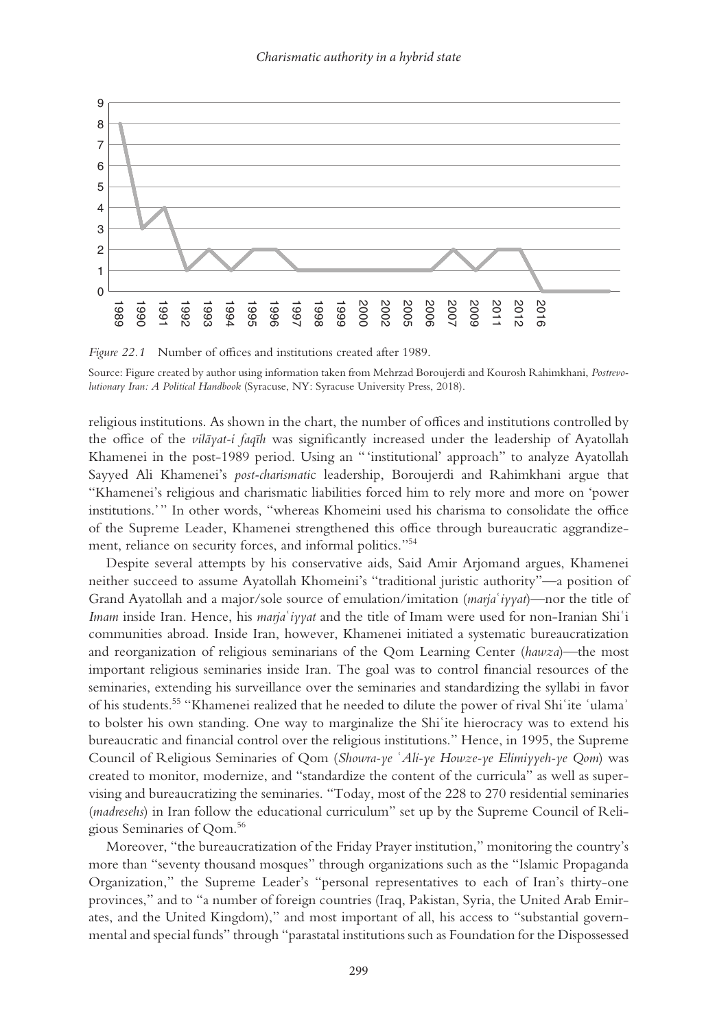9
8
7
6
5
4
3
2
1
0

1989 1990 1991 1992 1993 1994 1995 1996 1997 1998 1999 2000 2002 2005 2006 2007 2009 2011 2012 2016

*Figure 22.1* Number of offices and institutions created after 1989.

Source: Figure created by author using information taken from Mehrzad Boroujerdi and Kourosh Rahimkhani, *Postrevolutionary Iran: A Political Handbook* (Syracuse, NY: Syracuse University Press, 2018).

religious institutions. As shown in the chart, the number of offices and institutions controlled by the office of the *vilāyat-i faqīh* was significantly increased under the leadership of Ayatollah Khamenei in the post-1989 period. Using an "'institutional' approach" to analyze Ayatollah Sayyed Ali Khamenei's *post-charismatic* leadership, Boroujerdi and Rahimkhani argue that "Khamenei's religious and charismatic liabilities forced him to rely more and more on 'power institutions.'" In other words, "whereas Khomeini used his charisma to consolidate the office of the Supreme Leader, Khamenei strengthened this office through bureaucratic aggrandizement, reliance on security forces, and informal politics."[54]

Despite several attempts by his conservative aids, Said Amir Arjomand argues, Khamenei neither succeed to assume Ayatollah Khomeini's "traditional juristic authority"—a position of Grand Ayatollah and a major/sole source of emulation/imitation (*marjaʿiyyat*)—nor the title of *Imam* inside Iran. Hence, his *marjaʿiyyat* and the title of Imam were used for non-Iranian Shiʿi communities abroad. Inside Iran, however, Khamenei initiated a systematic bureaucratization and reorganization of religious seminarians of the Qom Learning Center (*hawza*)—the most important religious seminaries inside Iran. The goal was to control financial resources of the seminaries, extending his surveillance over the seminaries and standardizing the syllabi in favor of his students.[55] "Khamenei realized that he needed to dilute the power of rival Shiʿite ʿulamaʾ to bolster his own standing. One way to marginalize the Shiʿite hierocracy was to extend his bureaucratic and financial control over the religious institutions." Hence, in 1995, the Supreme Council of Religious Seminaries of Qom (*Showra-ye ʿAli-ye Howze-ye Elimiyyeh-ye Qom*) was created to monitor, modernize, and "standardize the content of the curricula" as well as supervising and bureaucratizing the seminaries. "Today, most of the 228 to 270 residential seminaries (*madresehs*) in Iran follow the educational curriculum" set up by the Supreme Council of Religious Seminaries of Qom.[56]

Moreover, "the bureaucratization of the Friday Prayer institution," monitoring the country's more than "seventy thousand mosques" through organizations such as the "Islamic Propaganda Organization," the Supreme Leader's "personal representatives to each of Iran's thirty-one provinces," and to "a number of foreign countries (Iraq, Pakistan, Syria, the United Arab Emirates, and the United Kingdom)," and most important of all, his access to "substantial governmental and special funds" through "parastatal institutions such as Foundation for the Dispossessed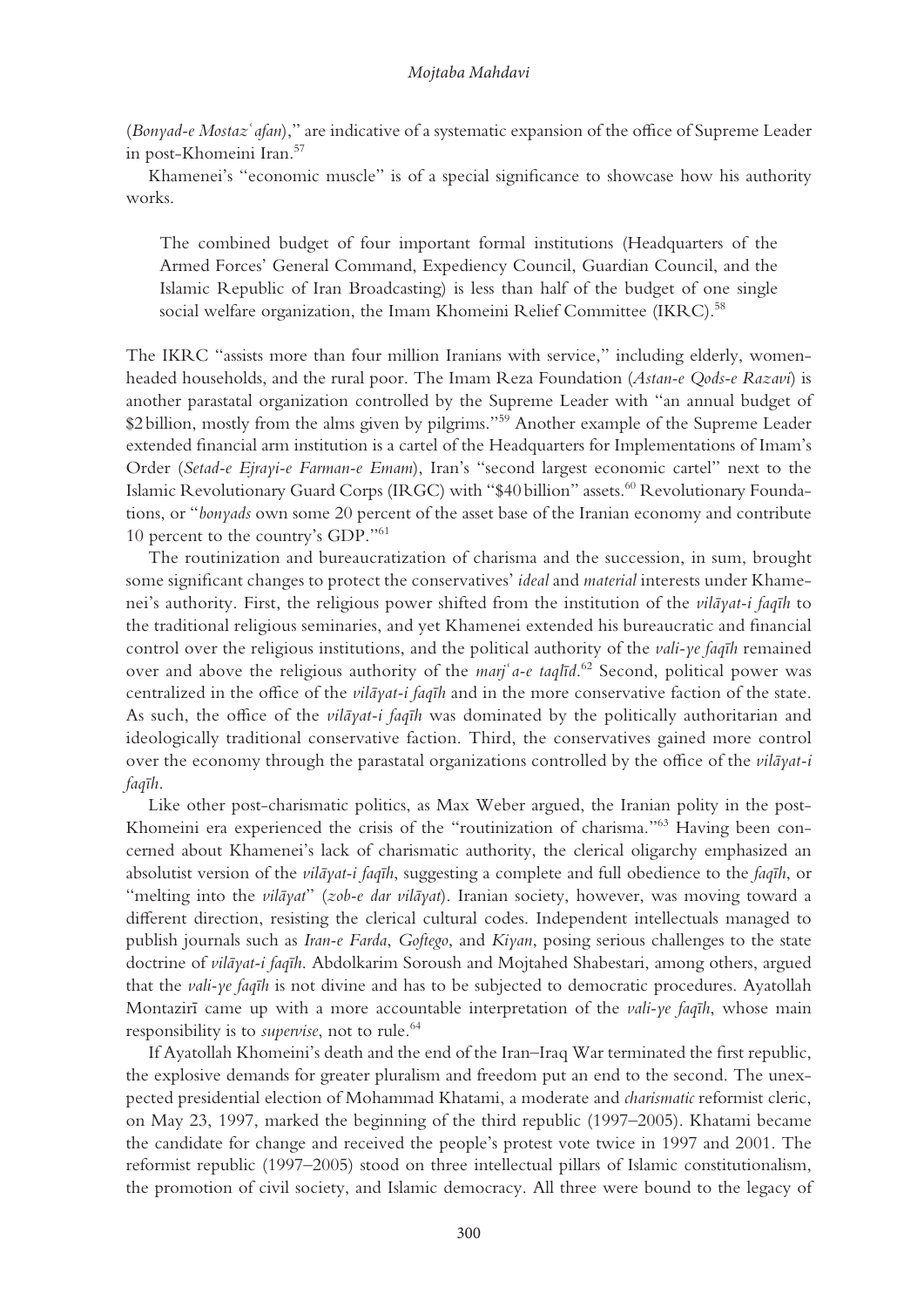(*Bonyad-e Mostaz*ʿ*afan*)," are indicative of a systematic expansion of the office of Supreme Leader in post-Khomeini Iran.[57]

Khamenei's "economic muscle" is of a special significance to showcase how his authority works.

> The combined budget of four important formal institutions (Headquarters of the Armed Forces' General Command, Expediency Council, Guardian Council, and the Islamic Republic of Iran Broadcasting) is less than half of the budget of one single social welfare organization, the Imam Khomeini Relief Committee (IKRC).[58]

The IKRC "assists more than four million Iranians with service," including elderly, women-headed households, and the rural poor. The Imam Reza Foundation (*Astan-e Qods-e Razavi*) is another parastatal organization controlled by the Supreme Leader with "an annual budget of $2 billion, mostly from the alms given by pilgrims."[59] Another example of the Supreme Leader extended financial arm institution is a cartel of the Headquarters for Implementations of Imam's Order (*Setad-e Ejrayi-e Farman-e Emam*), Iran's "second largest economic cartel" next to the Islamic Revolutionary Guard Corps (IRGC) with "$40 billion" assets.[60] Revolutionary Foundations, or "*bonyads* own some 20 percent of the asset base of the Iranian economy and contribute 10 percent to the country's GDP."[61]

The routinization and bureaucratization of charisma and the succession, in sum, brought some significant changes to protect the conservatives' *ideal* and *material* interests under Khamenei's authority. First, the religious power shifted from the institution of the *vilāyat-i faqīh* to the traditional religious seminaries, and yet Khamenei extended his bureaucratic and financial control over the religious institutions, and the political authority of the *vali-ye faqīh* remained over and above the religious authority of the *marj*ʿ*a-e taqlīd*.[62] Second, political power was centralized in the office of the *vilāyat-i faqīh* and in the more conservative faction of the state. As such, the office of the *vilāyat-i faqīh* was dominated by the politically authoritarian and ideologically traditional conservative faction. Third, the conservatives gained more control over the economy through the parastatal organizations controlled by the office of the *vilāyat-i faqīh*.

Like other post-charismatic politics, as Max Weber argued, the Iranian polity in the post-Khomeini era experienced the crisis of the "routinization of charisma."[63] Having been concerned about Khamenei's lack of charismatic authority, the clerical oligarchy emphasized an absolutist version of the *vilāyat-i faqīh*, suggesting a complete and full obedience to the *faqīh*, or "melting into the *vilāyat*" (*zob-e dar vilāyat*). Iranian society, however, was moving toward a different direction, resisting the clerical cultural codes. Independent intellectuals managed to publish journals such as *Iran-e Farda*, *Goftego*, and *Kiyan*, posing serious challenges to the state doctrine of *vilāyat-i faqīh*. Abdolkarim Soroush and Mojtahed Shabestari, among others, argued that the *vali-ye faqīh* is not divine and has to be subjected to democratic procedures. Ayatollah Montazirī came up with a more accountable interpretation of the *vali-ye faqīh*, whose main responsibility is to *supervise*, not to rule.[64]

If Ayatollah Khomeini's death and the end of the Iran–Iraq War terminated the first republic, the explosive demands for greater pluralism and freedom put an end to the second. The unexpected presidential election of Mohammad Khatami, a moderate and *charismatic* reformist cleric, on May 23, 1997, marked the beginning of the third republic (1997–2005). Khatami became the candidate for change and received the people's protest vote twice in 1997 and 2001. The reformist republic (1997–2005) stood on three intellectual pillars of Islamic constitutionalism, the promotion of civil society, and Islamic democracy. All three were bound to the legacy of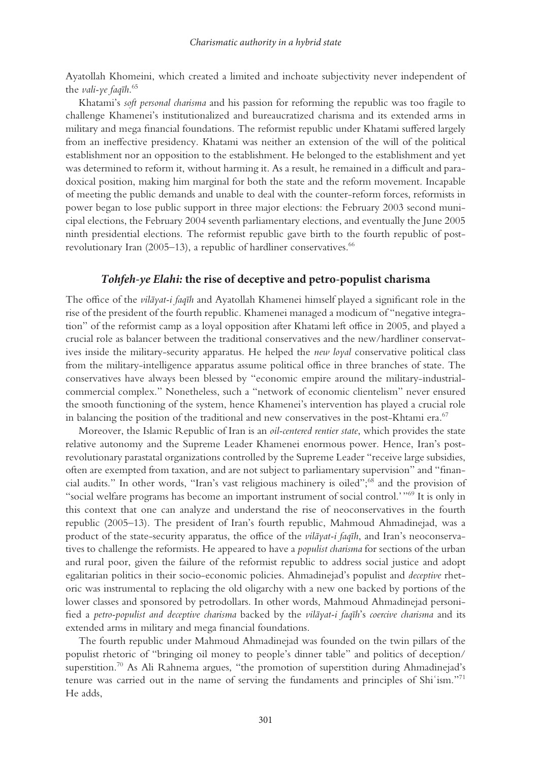Ayatollah Khomeini, which created a limited and inchoate subjectivity never independent of the *vali-ye faqīh*.[65]

Khatami's *soft personal charisma* and his passion for reforming the republic was too fragile to challenge Khamenei's institutionalized and bureaucratized charisma and its extended arms in military and mega financial foundations. The reformist republic under Khatami suffered largely from an ineffective presidency. Khatami was neither an extension of the will of the political establishment nor an opposition to the establishment. He belonged to the establishment and yet was determined to reform it, without harming it. As a result, he remained in a difficult and paradoxical position, making him marginal for both the state and the reform movement. Incapable of meeting the public demands and unable to deal with the counter-reform forces, reformists in power began to lose public support in three major elections: the February 2003 second municipal elections, the February 2004 seventh parliamentary elections, and eventually the June 2005 ninth presidential elections. The reformist republic gave birth to the fourth republic of post-revolutionary Iran (2005–13), a republic of hardliner conservatives.[66]

## *Tohfeh-ye Elahi:* the rise of deceptive and petro-populist charisma

The office of the *vilāyat-i faqīh* and Ayatollah Khamenei himself played a significant role in the rise of the president of the fourth republic. Khamenei managed a modicum of "negative integration" of the reformist camp as a loyal opposition after Khatami left office in 2005, and played a crucial role as balancer between the traditional conservatives and the new/hardliner conservatives inside the military-security apparatus. He helped the *new loyal* conservative political class from the military-intelligence apparatus assume political office in three branches of state. The conservatives have always been blessed by "economic empire around the military-industrial-commercial complex." Nonetheless, such a "network of economic clientelism" never ensured the smooth functioning of the system, hence Khamenei's intervention has played a crucial role in balancing the position of the traditional and new conservatives in the post-Khtami era.[67]

Moreover, the Islamic Republic of Iran is an *oil-centered rentier state*, which provides the state relative autonomy and the Supreme Leader Khamenei enormous power. Hence, Iran's post-revolutionary parastatal organizations controlled by the Supreme Leader "receive large subsidies, often are exempted from taxation, and are not subject to parliamentary supervision" and "financial audits." In other words, "Iran's vast religious machinery is oiled";[68] and the provision of "social welfare programs has become an important instrument of social control.' "[69] It is only in this context that one can analyze and understand the rise of neoconservatives in the fourth republic (2005–13). The president of Iran's fourth republic, Mahmoud Ahmadinejad, was a product of the state-security apparatus, the office of the *vilāyat-i faqīh*, and Iran's neoconservatives to challenge the reformists. He appeared to have a *populist charisma* for sections of the urban and rural poor, given the failure of the reformist republic to address social justice and adopt egalitarian politics in their socio-economic policies. Ahmadinejad's populist and *deceptive* rhetoric was instrumental to replacing the old oligarchy with a new one backed by portions of the lower classes and sponsored by petrodollars. In other words, Mahmoud Ahmadinejad personified a *petro-populist and deceptive charisma* backed by the *vilāyat-i faqīh*'s *coercive charisma* and its extended arms in military and mega financial foundations.

The fourth republic under Mahmoud Ahmadinejad was founded on the twin pillars of the populist rhetoric of "bringing oil money to people's dinner table" and politics of deception/superstition.[70] As Ali Rahnema argues, "the promotion of superstition during Ahmadinejad's tenure was carried out in the name of serving the fundaments and principles of Shiʿism."[71] He adds,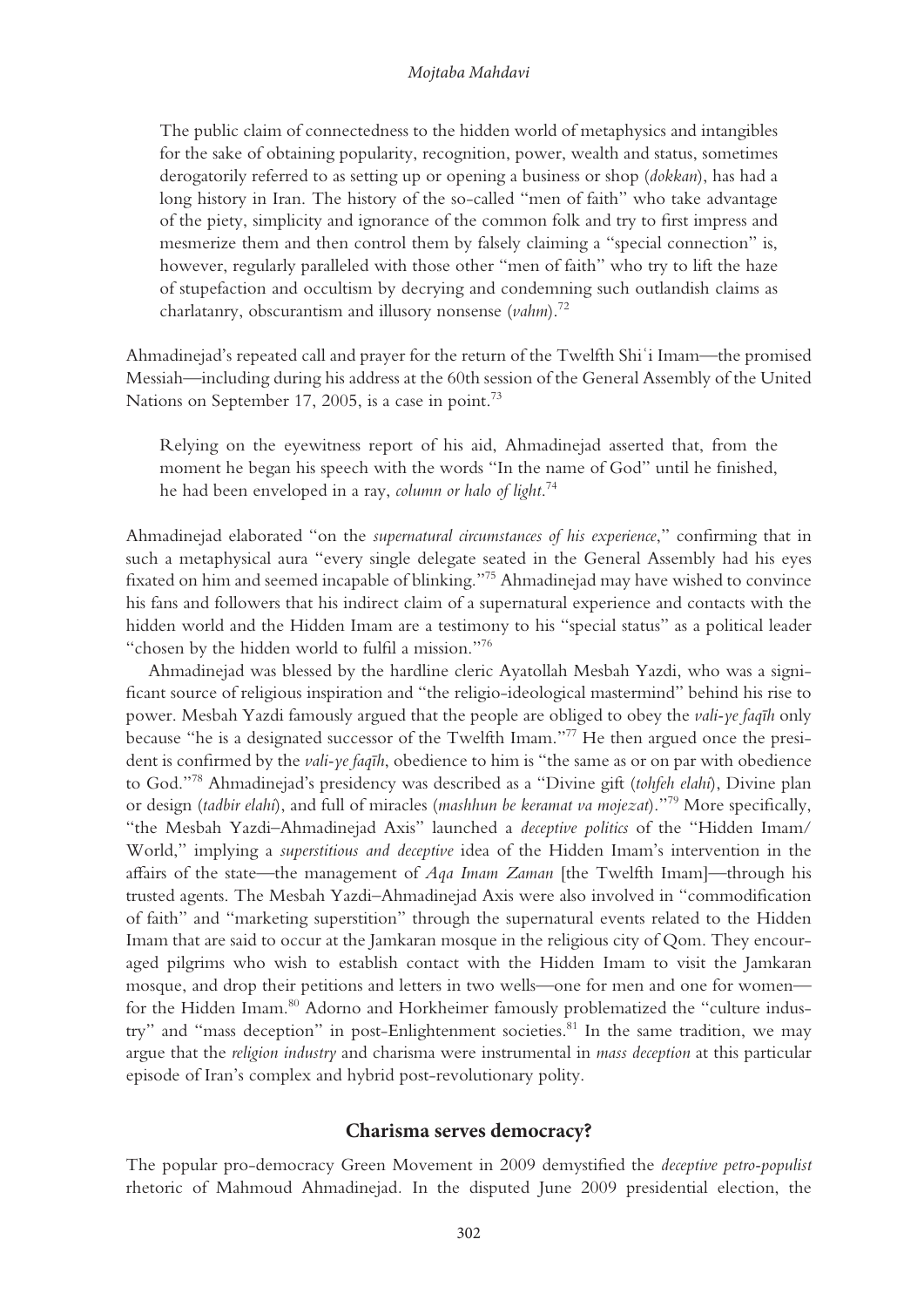The public claim of connectedness to the hidden world of metaphysics and intangibles for the sake of obtaining popularity, recognition, power, wealth and status, sometimes derogatorily referred to as setting up or opening a business or shop (*dokkan*), has had a long history in Iran. The history of the so-called "men of faith" who take advantage of the piety, simplicity and ignorance of the common folk and try to first impress and mesmerize them and then control them by falsely claiming a "special connection" is, however, regularly paralleled with those other "men of faith" who try to lift the haze of stupefaction and occultism by decrying and condemning such outlandish claims as charlatanry, obscurantism and illusory nonsense (*vahm*).[72]

Ahmadinejad's repeated call and prayer for the return of the Twelfth Shiʿi Imam—the promised Messiah—including during his address at the 60th session of the General Assembly of the United Nations on September 17, 2005, is a case in point.[73]

> Relying on the eyewitness report of his aid, Ahmadinejad asserted that, from the moment he began his speech with the words "In the name of God" until he finished, he had been enveloped in a ray, *column or halo of light*.[74]

Ahmadinejad elaborated "on the *supernatural circumstances of his experience*," confirming that in such a metaphysical aura "every single delegate seated in the General Assembly had his eyes fixated on him and seemed incapable of blinking."[75] Ahmadinejad may have wished to convince his fans and followers that his indirect claim of a supernatural experience and contacts with the hidden world and the Hidden Imam are a testimony to his "special status" as a political leader "chosen by the hidden world to fulfil a mission."[76]

Ahmadinejad was blessed by the hardline cleric Ayatollah Mesbah Yazdi, who was a significant source of religious inspiration and "the religio-ideological mastermind" behind his rise to power. Mesbah Yazdi famously argued that the people are obliged to obey the *vali-ye faqīh* only because "he is a designated successor of the Twelfth Imam."[77] He then argued once the president is confirmed by the *vali-ye faqīh*, obedience to him is "the same as or on par with obedience to God."[78] Ahmadinejad's presidency was described as a "Divine gift (*tohfeh elahi*), Divine plan or design (*tadbir elahi*), and full of miracles (*mashhun be keramat va mojezat*)."[79] More specifically, "the Mesbah Yazdi–Ahmadinejad Axis" launched a *deceptive politics* of the "Hidden Imam/World," implying a *superstitious and deceptive* idea of the Hidden Imam's intervention in the affairs of the state—the management of *Aqa Imam Zaman* [the Twelfth Imam]—through his trusted agents. The Mesbah Yazdi–Ahmadinejad Axis were also involved in "commodification of faith" and "marketing superstition" through the supernatural events related to the Hidden Imam that are said to occur at the Jamkaran mosque in the religious city of Qom. They encouraged pilgrims who wish to establish contact with the Hidden Imam to visit the Jamkaran mosque, and drop their petitions and letters in two wells—one for men and one for women—for the Hidden Imam.[80] Adorno and Horkheimer famously problematized the "culture industry" and "mass deception" in post-Enlightenment societies.[81] In the same tradition, we may argue that the *religion industry* and charisma were instrumental in *mass deception* at this particular episode of Iran's complex and hybrid post-revolutionary polity.

## Charisma serves democracy?

The popular pro-democracy Green Movement in 2009 demystified the *deceptive petro-populist* rhetoric of Mahmoud Ahmadinejad. In the disputed June 2009 presidential election, the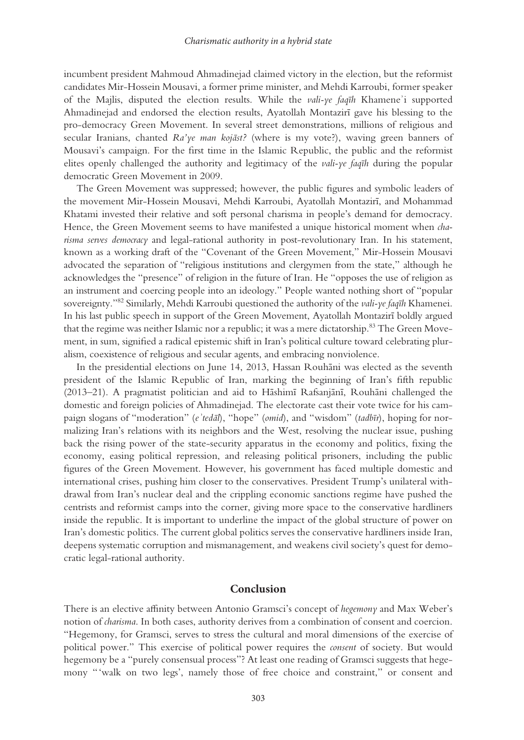incumbent president Mahmoud Ahmadinejad claimed victory in the election, but the reformist candidates Mir-Hossein Mousavi, a former prime minister, and Mehdi Karroubi, former speaker of the Majlis, disputed the election results. While the *vali-ye faqīh* Khameneʾi supported Ahmadinejad and endorsed the election results, Ayatollah Montazirī gave his blessing to the pro-democracy Green Movement. In several street demonstrations, millions of religious and secular Iranians, chanted *Ra'ye man kojāst?* (where is my vote?), waving green banners of Mousavi's campaign. For the first time in the Islamic Republic, the public and the reformist elites openly challenged the authority and legitimacy of the *vali-ye faqīh* during the popular democratic Green Movement in 2009.

The Green Movement was suppressed; however, the public figures and symbolic leaders of the movement Mir-Hossein Mousavi, Mehdi Karroubi, Ayatollah Montazirī, and Mohammad Khatami invested their relative and soft personal charisma in people's demand for democracy. Hence, the Green Movement seems to have manifested a unique historical moment when *charisma serves democracy* and legal-rational authority in post-revolutionary Iran. In his statement, known as a working draft of the "Covenant of the Green Movement," Mir-Hossein Mousavi advocated the separation of "religious institutions and clergymen from the state," although he acknowledges the "presence" of religion in the future of Iran. He "opposes the use of religion as an instrument and coercing people into an ideology." People wanted nothing short of "popular sovereignty."[82] Similarly, Mehdi Karroubi questioned the authority of the *vali-ye faqīh* Khamenei. In his last public speech in support of the Green Movement, Ayatollah Montazirī boldly argued that the regime was neither Islamic nor a republic; it was a mere dictatorship.[83] The Green Movement, in sum, signified a radical epistemic shift in Iran's political culture toward celebrating pluralism, coexistence of religious and secular agents, and embracing nonviolence.

In the presidential elections on June 14, 2013, Hassan Rouhāni was elected as the seventh president of the Islamic Republic of Iran, marking the beginning of Iran's fifth republic (2013–21). A pragmatist politician and aid to Hāshimī Rafsanjānī, Rouhāni challenged the domestic and foreign policies of Ahmadinejad. The electorate cast their vote twice for his campaign slogans of "moderation" (*eʾtedāl*), "hope" (*omid*), and "wisdom" (*tadbīr*), hoping for normalizing Iran's relations with its neighbors and the West, resolving the nuclear issue, pushing back the rising power of the state-security apparatus in the economy and politics, fixing the economy, easing political repression, and releasing political prisoners, including the public figures of the Green Movement. However, his government has faced multiple domestic and international crises, pushing him closer to the conservatives. President Trump's unilateral withdrawal from Iran's nuclear deal and the crippling economic sanctions regime have pushed the centrists and reformist camps into the corner, giving more space to the conservative hardliners inside the republic. It is important to underline the impact of the global structure of power on Iran's domestic politics. The current global politics serves the conservative hardliners inside Iran, deepens systematic corruption and mismanagement, and weakens civil society's quest for democratic legal-rational authority.

## Conclusion

There is an elective affinity between Antonio Gramsci's concept of *hegemony* and Max Weber's notion of *charisma*. In both cases, authority derives from a combination of consent and coercion. "Hegemony, for Gramsci, serves to stress the cultural and moral dimensions of the exercise of political power." This exercise of political power requires the *consent* of society. But would hegemony be a "purely consensual process"? At least one reading of Gramsci suggests that hegemony "'walk on two legs', namely those of free choice and constraint," or consent and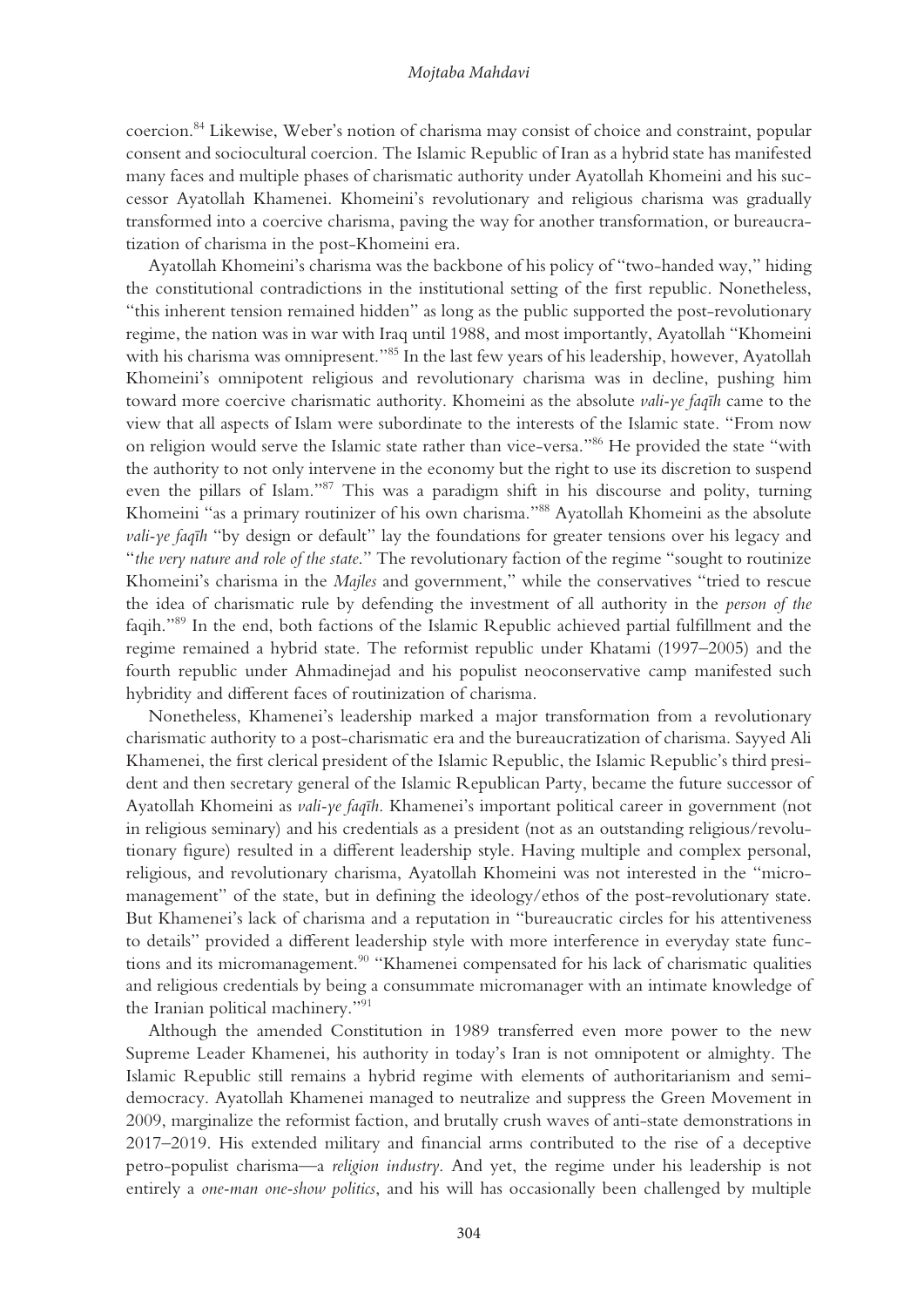coercion.[84] Likewise, Weber's notion of charisma may consist of choice and constraint, popular consent and sociocultural coercion. The Islamic Republic of Iran as a hybrid state has manifested many faces and multiple phases of charismatic authority under Ayatollah Khomeini and his successor Ayatollah Khamenei. Khomeini's revolutionary and religious charisma was gradually transformed into a coercive charisma, paving the way for another transformation, or bureaucratization of charisma in the post-Khomeini era.

Ayatollah Khomeini's charisma was the backbone of his policy of "two-handed way," hiding the constitutional contradictions in the institutional setting of the first republic. Nonetheless, "this inherent tension remained hidden" as long as the public supported the post-revolutionary regime, the nation was in war with Iraq until 1988, and most importantly, Ayatollah "Khomeini with his charisma was omnipresent."[85] In the last few years of his leadership, however, Ayatollah Khomeini's omnipotent religious and revolutionary charisma was in decline, pushing him toward more coercive charismatic authority. Khomeini as the absolute *vali-ye faqīh* came to the view that all aspects of Islam were subordinate to the interests of the Islamic state. "From now on religion would serve the Islamic state rather than vice-versa."[86] He provided the state "with the authority to not only intervene in the economy but the right to use its discretion to suspend even the pillars of Islam."[87] This was a paradigm shift in his discourse and polity, turning Khomeini "as a primary routinizer of his own charisma."[88] Ayatollah Khomeini as the absolute *vali-ye faqīh* "by design or default" lay the foundations for greater tensions over his legacy and "*the very nature and role of the state*." The revolutionary faction of the regime "sought to routinize Khomeini's charisma in the *Majles* and government," while the conservatives "tried to rescue the idea of charismatic rule by defending the investment of all authority in the *person of the* faqih."[89] In the end, both factions of the Islamic Republic achieved partial fulfillment and the regime remained a hybrid state. The reformist republic under Khatami (1997–2005) and the fourth republic under Ahmadinejad and his populist neoconservative camp manifested such hybridity and different faces of routinization of charisma.

Nonetheless, Khamenei's leadership marked a major transformation from a revolutionary charismatic authority to a post-charismatic era and the bureaucratization of charisma. Sayyed Ali Khamenei, the first clerical president of the Islamic Republic, the Islamic Republic's third president and then secretary general of the Islamic Republican Party, became the future successor of Ayatollah Khomeini as *vali-ye faqīh*. Khamenei's important political career in government (not in religious seminary) and his credentials as a president (not as an outstanding religious/revolutionary figure) resulted in a different leadership style. Having multiple and complex personal, religious, and revolutionary charisma, Ayatollah Khomeini was not interested in the "micromanagement" of the state, but in defining the ideology/ethos of the post-revolutionary state. But Khamenei's lack of charisma and a reputation in "bureaucratic circles for his attentiveness to details" provided a different leadership style with more interference in everyday state functions and its micromanagement.[90] "Khamenei compensated for his lack of charismatic qualities and religious credentials by being a consummate micromanager with an intimate knowledge of the Iranian political machinery."[91]

Although the amended Constitution in 1989 transferred even more power to the new Supreme Leader Khamenei, his authority in today's Iran is not omnipotent or almighty. The Islamic Republic still remains a hybrid regime with elements of authoritarianism and semi-democracy. Ayatollah Khamenei managed to neutralize and suppress the Green Movement in 2009, marginalize the reformist faction, and brutally crush waves of anti-state demonstrations in 2017–2019. His extended military and financial arms contributed to the rise of a deceptive petro-populist charisma—a *religion industry*. And yet, the regime under his leadership is not entirely a *one-man one-show politics*, and his will has occasionally been challenged by multiple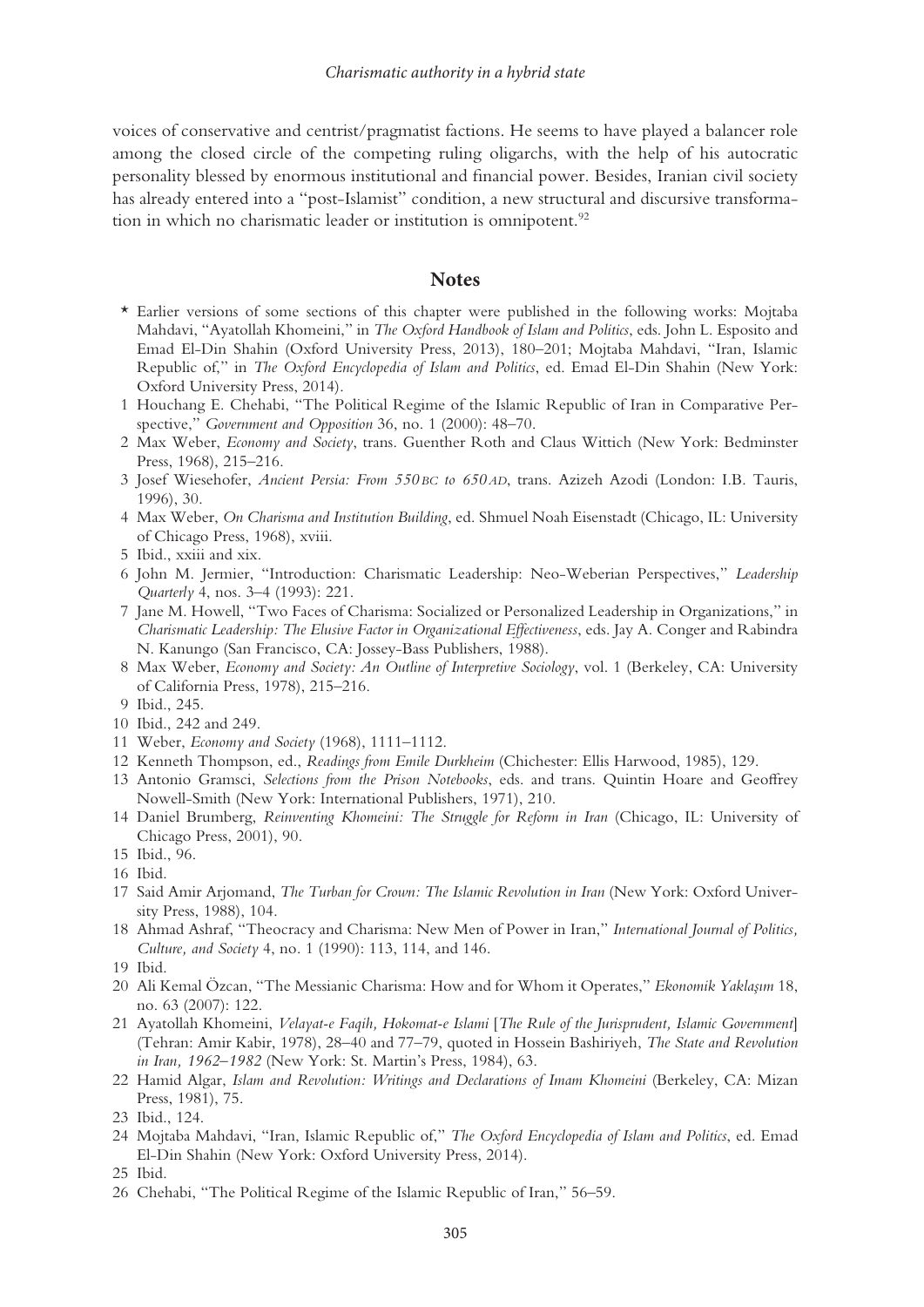voices of conservative and centrist/pragmatist factions. He seems to have played a balancer role among the closed circle of the competing ruling oligarchs, with the help of his autocratic personality blessed by enormous institutional and financial power. Besides, Iranian civil society has already entered into a "post-Islamist" condition, a new structural and discursive transformation in which no charismatic leader or institution is omnipotent.[92]

## Notes

\* Earlier versions of some sections of this chapter were published in the following works: Mojtaba Mahdavi, "Ayatollah Khomeini," in *The Oxford Handbook of Islam and Politics*, eds. John L. Esposito and Emad El-Din Shahin (Oxford University Press, 2013), 180–201; Mojtaba Mahdavi, "Iran, Islamic Republic of," in *The Oxford Encyclopedia of Islam and Politics*, ed. Emad El-Din Shahin (New York: Oxford University Press, 2014).

1 Houchang E. Chehabi, "The Political Regime of the Islamic Republic of Iran in Comparative Perspective," *Government and Opposition* 36, no. 1 (2000): 48–70.

2 Max Weber, *Economy and Society*, trans. Guenther Roth and Claus Wittich (New York: Bedminster Press, 1968), 215–216.

3 Josef Wiesehofer, *Ancient Persia: From 550 BC to 650 AD*, trans. Azizeh Azodi (London: I.B. Tauris, 1996), 30.

4 Max Weber, *On Charisma and Institution Building*, ed. Shmuel Noah Eisenstadt (Chicago, IL: University of Chicago Press, 1968), xviii.

5 Ibid., xxiii and xix.

6 John M. Jermier, "Introduction: Charismatic Leadership: Neo-Weberian Perspectives," *Leadership Quarterly* 4, nos. 3–4 (1993): 221.

7 Jane M. Howell, "Two Faces of Charisma: Socialized or Personalized Leadership in Organizations," in *Charismatic Leadership: The Elusive Factor in Organizational Effectiveness*, eds. Jay A. Conger and Rabindra N. Kanungo (San Francisco, CA: Jossey-Bass Publishers, 1988).

8 Max Weber, *Economy and Society: An Outline of Interpretive Sociology*, vol. 1 (Berkeley, CA: University of California Press, 1978), 215–216.

9 Ibid., 245.

10 Ibid., 242 and 249.

11 Weber, *Economy and Society* (1968), 1111–1112.

12 Kenneth Thompson, ed., *Readings from Emile Durkheim* (Chichester: Ellis Harwood, 1985), 129.

13 Antonio Gramsci, *Selections from the Prison Notebooks*, eds. and trans. Quintin Hoare and Geoffrey Nowell-Smith (New York: International Publishers, 1971), 210.

14 Daniel Brumberg, *Reinventing Khomeini: The Struggle for Reform in Iran* (Chicago, IL: University of Chicago Press, 2001), 90.

15 Ibid., 96.

16 Ibid.

17 Said Amir Arjomand, *The Turban for Crown: The Islamic Revolution in Iran* (New York: Oxford University Press, 1988), 104.

18 Ahmad Ashraf, "Theocracy and Charisma: New Men of Power in Iran," *International Journal of Politics, Culture, and Society* 4, no. 1 (1990): 113, 114, and 146.

19 Ibid.

20 Ali Kemal Özcan, "The Messianic Charisma: How and for Whom it Operates," *Ekonomik Yaklaşım* 18, no. 63 (2007): 122.

21 Ayatollah Khomeini, *Velayat-e Faqih, Hokomat-e Islami* [*The Rule of the Jurisprudent, Islamic Government*] (Tehran: Amir Kabir, 1978), 28–40 and 77–79, quoted in Hossein Bashiriyeh, *The State and Revolution in Iran, 1962–1982* (New York: St. Martin's Press, 1984), 63.

22 Hamid Algar, *Islam and Revolution: Writings and Declarations of Imam Khomeini* (Berkeley, CA: Mizan Press, 1981), 75.

23 Ibid., 124.

24 Mojtaba Mahdavi, "Iran, Islamic Republic of," *The Oxford Encyclopedia of Islam and Politics*, ed. Emad El-Din Shahin (New York: Oxford University Press, 2014).

25 Ibid.

26 Chehabi, "The Political Regime of the Islamic Republic of Iran," 56–59.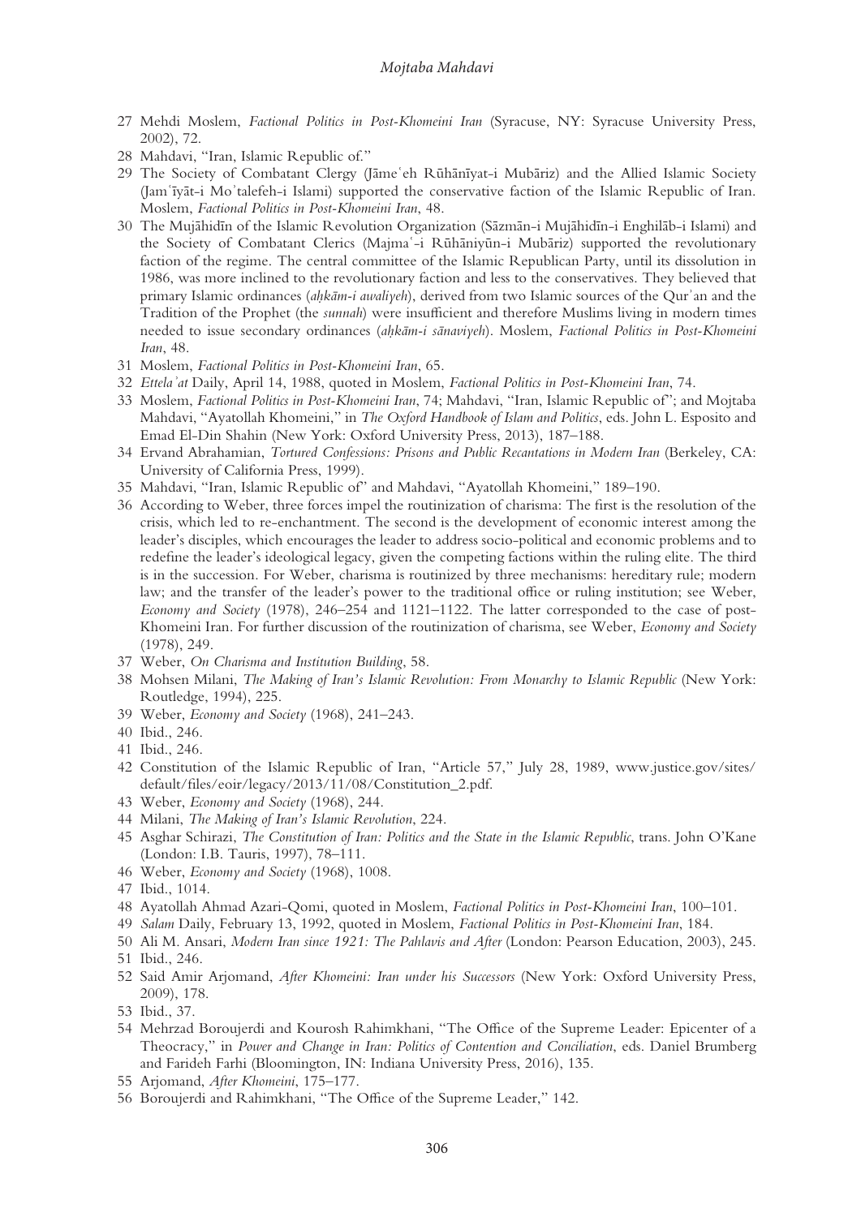27 Mehdi Moslem, *Factional Politics in Post-Khomeini Iran* (Syracuse, NY: Syracuse University Press, 2002), 72.

28 Mahdavi, "Iran, Islamic Republic of."

29 The Society of Combatant Clergy (Jāmeʿeh Rūhānīyat-i Mubāriz) and the Allied Islamic Society (Jamʿīyāt-i Moʾtalefeh-i Islami) supported the conservative faction of the Islamic Republic of Iran. Moslem, *Factional Politics in Post-Khomeini Iran*, 48.

30 The Mujāhidīn of the Islamic Revolution Organization (Sāzmān-i Mujāhidīn-i Enghilāb-i Islami) and the Society of Combatant Clerics (Majmaʿ-i Rūhāniyūn-i Mubāriz) supported the revolutionary faction of the regime. The central committee of the Islamic Republican Party, until its dissolution in 1986, was more inclined to the revolutionary faction and less to the conservatives. They believed that primary Islamic ordinances (*aḥkām-i awaliyeh*), derived from two Islamic sources of the Qurʾan and the Tradition of the Prophet (the *sunnah*) were insufficient and therefore Muslims living in modern times needed to issue secondary ordinances (*aḥkām-i sānaviyeh*). Moslem, *Factional Politics in Post-Khomeini Iran*, 48.

31 Moslem, *Factional Politics in Post-Khomeini Iran*, 65.

32 *Ettelaʾat* Daily, April 14, 1988, quoted in Moslem, *Factional Politics in Post-Khomeini Iran*, 74.

33 Moslem, *Factional Politics in Post-Khomeini Iran*, 74; Mahdavi, "Iran, Islamic Republic of"; and Mojtaba Mahdavi, "Ayatollah Khomeini," in *The Oxford Handbook of Islam and Politics*, eds. John L. Esposito and Emad El-Din Shahin (New York: Oxford University Press, 2013), 187–188.

34 Ervand Abrahamian, *Tortured Confessions: Prisons and Public Recantations in Modern Iran* (Berkeley, CA: University of California Press, 1999).

35 Mahdavi, "Iran, Islamic Republic of" and Mahdavi, "Ayatollah Khomeini," 189–190.

36 According to Weber, three forces impel the routinization of charisma: The first is the resolution of the crisis, which led to re-enchantment. The second is the development of economic interest among the leader's disciples, which encourages the leader to address socio-political and economic problems and to redefine the leader's ideological legacy, given the competing factions within the ruling elite. The third is in the succession. For Weber, charisma is routinized by three mechanisms: hereditary rule; modern law; and the transfer of the leader's power to the traditional office or ruling institution; see Weber, *Economy and Society* (1978), 246–254 and 1121–1122. The latter corresponded to the case of post-Khomeini Iran. For further discussion of the routinization of charisma, see Weber, *Economy and Society* (1978), 249.

37 Weber, *On Charisma and Institution Building*, 58.

38 Mohsen Milani, *The Making of Iran's Islamic Revolution: From Monarchy to Islamic Republic* (New York: Routledge, 1994), 225.

39 Weber, *Economy and Society* (1968), 241–243.

40 Ibid., 246.

41 Ibid., 246.

42 Constitution of the Islamic Republic of Iran, "Article 57," July 28, 1989, www.justice.gov/sites/default/files/eoir/legacy/2013/11/08/Constitution_2.pdf.

43 Weber, *Economy and Society* (1968), 244.

44 Milani, *The Making of Iran's Islamic Revolution*, 224.

45 Asghar Schirazi, *The Constitution of Iran: Politics and the State in the Islamic Republic*, trans. John O'Kane (London: I.B. Tauris, 1997), 78–111.

46 Weber, *Economy and Society* (1968), 1008.

47 Ibid., 1014.

48 Ayatollah Ahmad Azari-Qomi, quoted in Moslem, *Factional Politics in Post-Khomeini Iran*, 100–101.

49 *Salam* Daily, February 13, 1992, quoted in Moslem, *Factional Politics in Post-Khomeini Iran*, 184.

50 Ali M. Ansari, *Modern Iran since 1921: The Pahlavis and After* (London: Pearson Education, 2003), 245.

51 Ibid., 246.

52 Said Amir Arjomand, *After Khomeini: Iran under his Successors* (New York: Oxford University Press, 2009), 178.

53 Ibid., 37.

54 Mehrzad Boroujerdi and Kourosh Rahimkhani, "The Office of the Supreme Leader: Epicenter of a Theocracy," in *Power and Change in Iran: Politics of Contention and Conciliation*, eds. Daniel Brumberg and Farideh Farhi (Bloomington, IN: Indiana University Press, 2016), 135.

55 Arjomand, *After Khomeini*, 175–177.

56 Boroujerdi and Rahimkhani, "The Office of the Supreme Leader," 142.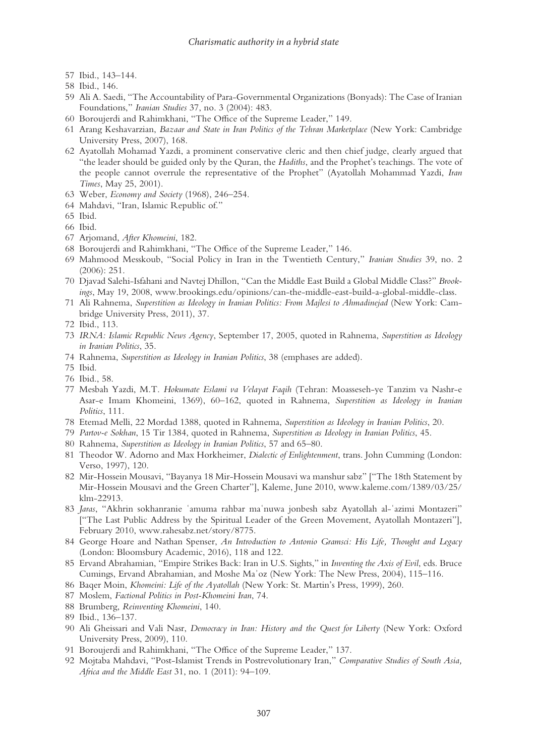57 Ibid., 143–144.

58 Ibid., 146.

59 Ali A. Saedi, "The Accountability of Para-Governmental Organizations (Bonyads): The Case of Iranian Foundations," *Iranian Studies* 37, no. 3 (2004): 483.

60 Boroujerdi and Rahimkhani, "The Office of the Supreme Leader," 149.

61 Arang Keshavarzian, *Bazaar and State in Iran Politics of the Tehran Marketplace* (New York: Cambridge University Press, 2007), 168.

62 Ayatollah Mohamad Yazdi, a prominent conservative cleric and then chief judge, clearly argued that "the leader should be guided only by the Quran, the *Hadiths*, and the Prophet's teachings. The vote of the people cannot overrule the representative of the Prophet" (Ayatollah Mohammad Yazdi, *Iran Times*, May 25, 2001).

63 Weber, *Economy and Society* (1968), 246–254.

64 Mahdavi, "Iran, Islamic Republic of."

65 Ibid.

66 Ibid.

67 Arjomand, *After Khomeini*, 182.

68 Boroujerdi and Rahimkhani, "The Office of the Supreme Leader," 146.

69 Mahmood Messkoub, "Social Policy in Iran in the Twentieth Century," *Iranian Studies* 39, no. 2 (2006): 251.

70 Djavad Salehi-Isfahani and Navtej Dhillon, "Can the Middle East Build a Global Middle Class?" *Brookings*, May 19, 2008, www.brookings.edu/opinions/can-the-middle-east-build-a-global-middle-class.

71 Ali Rahnema, *Superstition as Ideology in Iranian Politics: From Majlesi to Ahmadinejad* (New York: Cambridge University Press, 2011), 37.

72 Ibid., 113.

73 *IRNA: Islamic Republic News Agency*, September 17, 2005, quoted in Rahnema, *Superstition as Ideology in Iranian Politics*, 35.

74 Rahnema, *Superstition as Ideology in Iranian Politics*, 38 (emphases are added).

75 Ibid.

76 Ibid., 58.

77 Mesbah Yazdi, M.T. *Hokumate Eslami va Velayat Faqih* (Tehran: Moasseseh-ye Tanzim va Nashr-e Asar-e Imam Khomeini, 1369), 60–162, quoted in Rahnema, *Superstition as Ideology in Iranian Politics*, 111.

78 Etemad Melli, 22 Mordad 1388, quoted in Rahnema, *Superstition as Ideology in Iranian Politics*, 20.

79 *Partov-e Sokhan*, 15 Tir 1384, quoted in Rahnema, *Superstition as Ideology in Iranian Politics*, 45.

80 Rahnema, *Superstition as Ideology in Iranian Politics*, 57 and 65–80.

81 Theodor W. Adorno and Max Horkheimer, *Dialectic of Enlightenment*, trans. John Cumming (London: Verso, 1997), 120.

82 Mir-Hossein Mousavi, "Bayanya 18 Mir-Hossein Mousavi wa manshur sabz" ["The 18th Statement by Mir-Hossein Mousavi and the Green Charter"], Kaleme, June 2010, www.kaleme.com/1389/03/25/klm-22913.

83 *Jaras*, "Akhrin sokhanranie ʿamuma rahbar maʿnuwa jonbesh sabz Ayatollah al-ʿazimi Montazeri" ["The Last Public Address by the Spiritual Leader of the Green Movement, Ayatollah Montazeri"], February 2010, www.rahesabz.net/story/8775.

84 George Hoare and Nathan Spenser, *An Introduction to Antonio Gramsci: His Life, Thought and Legacy* (London: Bloomsbury Academic, 2016), 118 and 122.

85 Ervand Abrahamian, "Empire Strikes Back: Iran in U.S. Sights," in *Inventing the Axis of Evil*, eds. Bruce Cumings, Ervand Abrahamian, and Moshe Maʾoz (New York: The New Press, 2004), 115–116.

86 Baqer Moin, *Khomeini: Life of the Ayatollah* (New York: St. Martin's Press, 1999), 260.

87 Moslem, *Factional Politics in Post-Khomeini Iran*, 74.

88 Brumberg, *Reinventing Khomeini*, 140.

89 Ibid., 136–137.

90 Ali Gheissari and Vali Nasr, *Democracy in Iran: History and the Quest for Liberty* (New York: Oxford University Press, 2009), 110.

91 Boroujerdi and Rahimkhani, "The Office of the Supreme Leader," 137.

92 Mojtaba Mahdavi, "Post-Islamist Trends in Postrevolutionary Iran," *Comparative Studies of South Asia, Africa and the Middle East* 31, no. 1 (2011): 94–109.